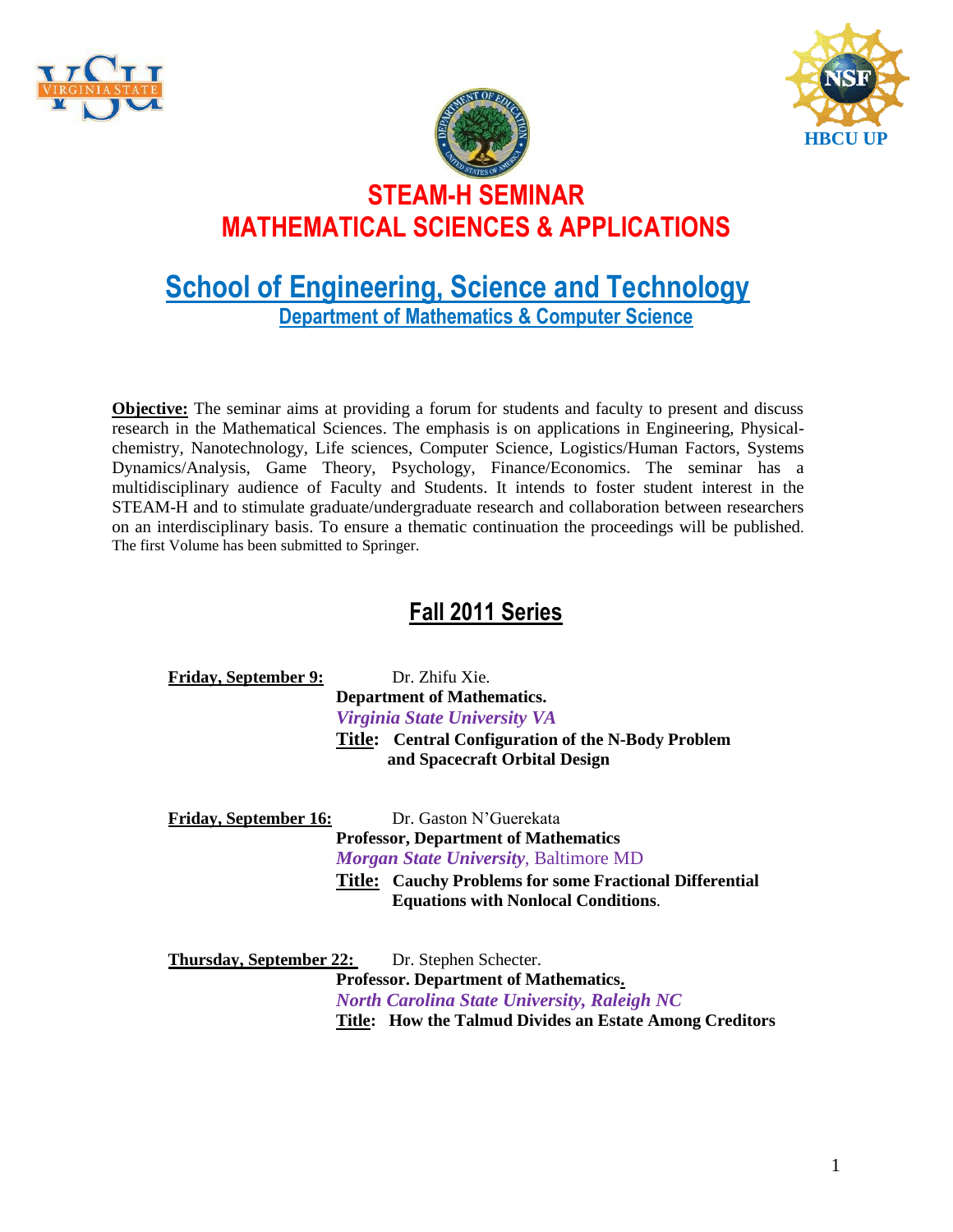HBCU UP

# STEAM-H SEMINAR
# MATHEMATICAL SCIENCES & APPLICATIONS

## School of Engineering, Science and Technology
### Department of Mathematics & Computer Science

**Objective:** The seminar aims at providing a forum for students and faculty to present and discuss research in the Mathematical Sciences. The emphasis is on applications in Engineering, Physical-chemistry, Nanotechnology, Life sciences, Computer Science, Logistics/Human Factors, Systems Dynamics/Analysis, Game Theory, Psychology, Finance/Economics. The seminar has a multidisciplinary audience of Faculty and Students. It intends to foster student interest in the STEAM-H and to stimulate graduate/undergraduate research and collaboration between researchers on an interdisciplinary basis. To ensure a thematic continuation the proceedings will be published. The first Volume has been submitted to Springer.

## Fall 2011 Series

**Friday, September 9:** Dr. Zhifu Xie.
**Department of Mathematics.**
***Virginia State University VA***
**Title: Central Configuration of the N-Body Problem and Spacecraft Orbital Design**

**Friday, September 16:** Dr. Gaston N'Guerekata
**Professor, Department of Mathematics**
***Morgan State University***, *Baltimore MD*
**Title: Cauchy Problems for some Fractional Differential Equations with Nonlocal Conditions**.

**Thursday, September 22:** Dr. Stephen Schecter.
**Professor. Department of Mathematics.**
***North Carolina State University, Raleigh NC***
**Title: How the Talmud Divides an Estate Among Creditors**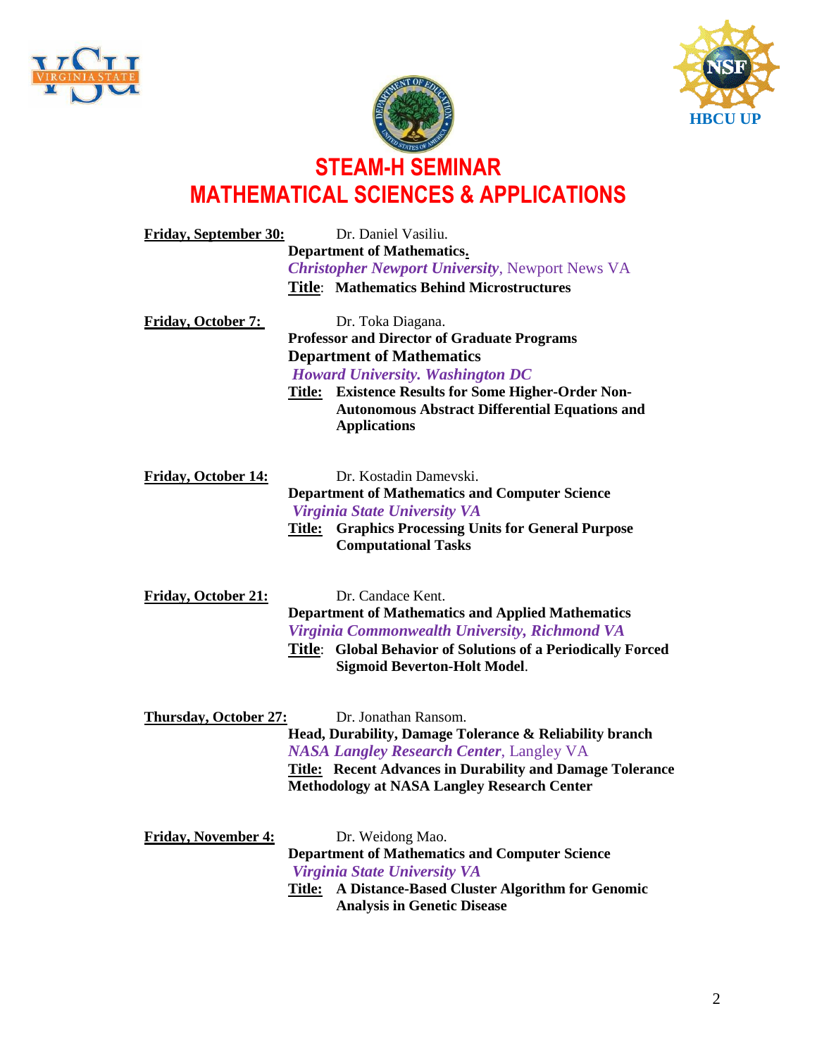# STEAM-H SEMINAR
# MATHEMATICAL SCIENCES & APPLICATIONS

**Friday, September 30:** Dr. Daniel Vasiliu.
**Department of Mathematics.**
***Christopher Newport University***, Newport News VA
**Title**: **Mathematics Behind Microstructures**

**Friday, October 7:** Dr. Toka Diagana.
**Professor and Director of Graduate Programs**
**Department of Mathematics**
***Howard University. Washington DC***
**Title:** **Existence Results for Some Higher-Order Non-Autonomous Abstract Differential Equations and Applications**

**Friday, October 14:** Dr. Kostadin Damevski.
**Department of Mathematics and Computer Science**
***Virginia State University VA***
**Title:** **Graphics Processing Units for General Purpose Computational Tasks**

**Friday, October 21:** Dr. Candace Kent.
**Department of Mathematics and Applied Mathematics**
***Virginia Commonwealth University, Richmond VA***
**Title**: **Global Behavior of Solutions of a Periodically Forced Sigmoid Beverton-Holt Model**.

**Thursday, October 27:** Dr. Jonathan Ransom.
**Head, Durability, Damage Tolerance & Reliability branch**
***NASA Langley Research Center***, Langley VA
**Title:** **Recent Advances in Durability and Damage Tolerance Methodology at NASA Langley Research Center**

**Friday, November 4:** Dr. Weidong Mao.
**Department of Mathematics and Computer Science**
***Virginia State University VA***
**Title:** **A Distance-Based Cluster Algorithm for Genomic Analysis in Genetic Disease**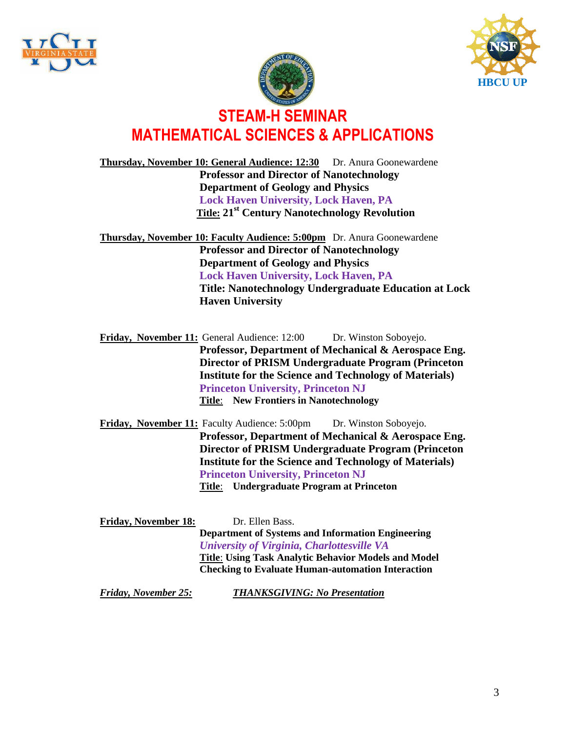# STEAM-H SEMINAR
# MATHEMATICAL SCIENCES & APPLICATIONS

**Thursday, November 10: General Audience: 12:30** Dr. Anura Goonewardene
**Professor and Director of Nanotechnology**
**Department of Geology and Physics**
**Lock Haven University, Lock Haven, PA**
**Title: 21st Century Nanotechnology Revolution**

**Thursday, November 10: Faculty Audience: 5:00pm** Dr. Anura Goonewardene
**Professor and Director of Nanotechnology**
**Department of Geology and Physics**
**Lock Haven University, Lock Haven, PA**
**Title: Nanotechnology Undergraduate Education at Lock Haven University**

**Friday, November 11:** General Audience: 12:00 Dr. Winston Soboyejo.
**Professor, Department of Mechanical & Aerospace Eng.**
**Director of PRISM Undergraduate Program (Princeton Institute for the Science and Technology of Materials)**
**Princeton University, Princeton NJ**
**Title: New Frontiers in Nanotechnology**

**Friday, November 11:** Faculty Audience: 5:00pm Dr. Winston Soboyejo.
**Professor, Department of Mechanical & Aerospace Eng.**
**Director of PRISM Undergraduate Program (Princeton Institute for the Science and Technology of Materials)**
**Princeton University, Princeton NJ**
**Title: Undergraduate Program at Princeton**

**Friday, November 18:** Dr. Ellen Bass.
**Department of Systems and Information Engineering**
***University of Virginia, Charlottesville VA***
**Title: Using Task Analytic Behavior Models and Model Checking to Evaluate Human-automation Interaction**

***Friday, November 25:*** ***THANKSGIVING: No Presentation***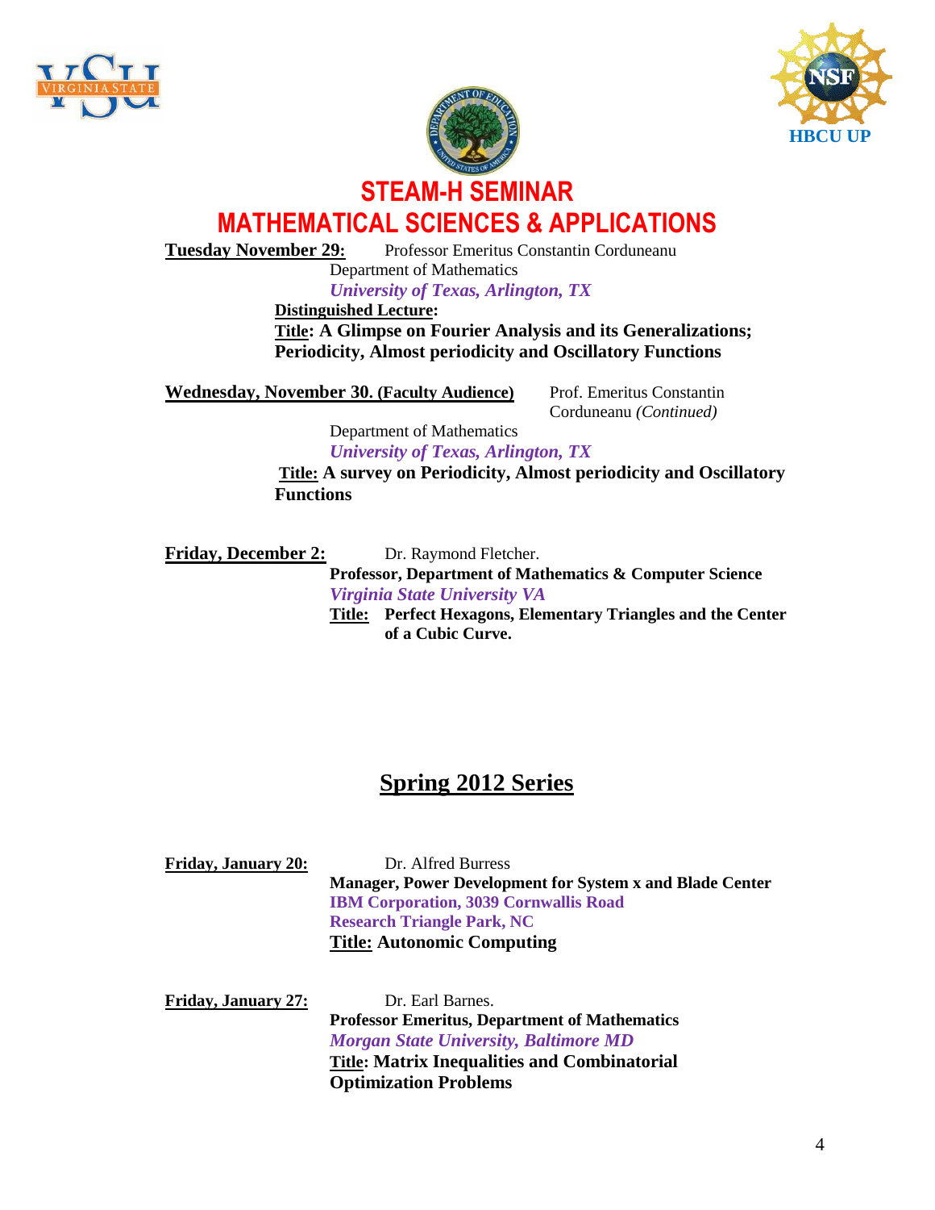# STEAM-H SEMINAR

# MATHEMATICAL SCIENCES & APPLICATIONS

**Tuesday November 29:** Professor Emeritus Constantin Corduneanu
Department of Mathematics
***University of Texas, Arlington, TX***

**Distinguished Lecture:**
**Title: A Glimpse on Fourier Analysis and its Generalizations; Periodicity, Almost periodicity and Oscillatory Functions**

**Wednesday, November 30. (Faculty Audience)** Prof. Emeritus Constantin Corduneanu *(Continued)*
Department of Mathematics
***University of Texas, Arlington, TX***

**Title: A survey on Periodicity, Almost periodicity and Oscillatory Functions**

**Friday, December 2:** Dr. Raymond Fletcher.
**Professor, Department of Mathematics & Computer Science**
***Virginia State University VA***
**Title: Perfect Hexagons, Elementary Triangles and the Center of a Cubic Curve.**

## Spring 2012 Series

**Friday, January 20:** Dr. Alfred Burress
**Manager, Power Development for System x and Blade Center**
**IBM Corporation, 3039 Cornwallis Road**
**Research Triangle Park, NC**
**Title: Autonomic Computing**

**Friday, January 27:** Dr. Earl Barnes.
**Professor Emeritus, Department of Mathematics**
***Morgan State University, Baltimore MD***
**Title: Matrix Inequalities and Combinatorial Optimization Problems**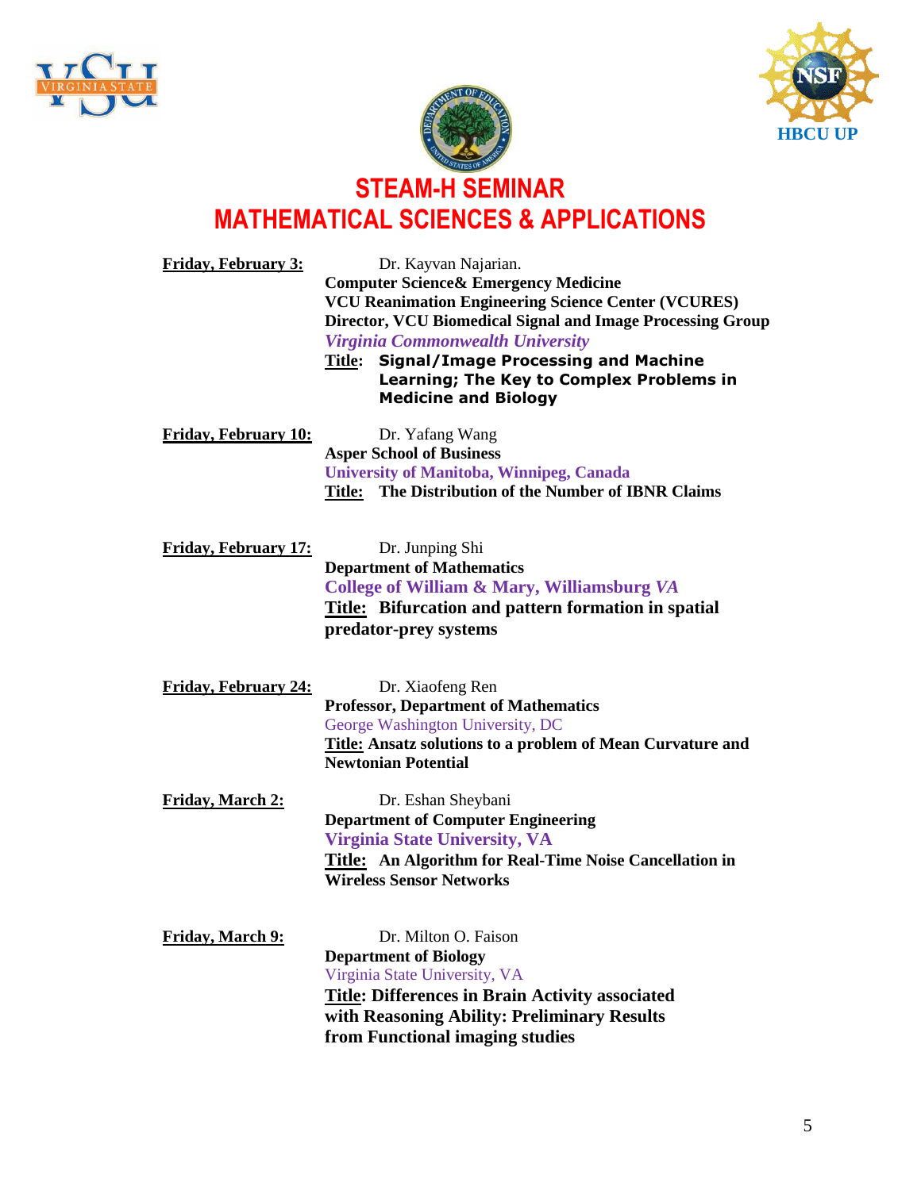HBCU UP

# STEAM-H SEMINAR
# MATHEMATICAL SCIENCES & APPLICATIONS

**Friday, February 3:** Dr. Kayvan Najarian.
**Computer Science& Emergency Medicine**
**VCU Reanimation Engineering Science Center (VCURES)**
**Director, VCU Biomedical Signal and Image Processing Group**
***Virginia Commonwealth University***
**Title: Signal/Image Processing and Machine Learning; The Key to Complex Problems in Medicine and Biology**

**Friday, February 10:** Dr. Yafang Wang
**Asper School of Business**
**University of Manitoba, Winnipeg, Canada**
**Title: The Distribution of the Number of IBNR Claims**

**Friday, February 17:** Dr. Junping Shi
**Department of Mathematics**
**College of William & Mary, Williamsburg *VA***
**Title: Bifurcation and pattern formation in spatial predator-prey systems**

**Friday, February 24:** Dr. Xiaofeng Ren
**Professor, Department of Mathematics**
George Washington University, DC
**Title: Ansatz solutions to a problem of Mean Curvature and Newtonian Potential**

**Friday, March 2:** Dr. Eshan Sheybani
**Department of Computer Engineering**
**Virginia State University, VA**
**Title: An Algorithm for Real-Time Noise Cancellation in Wireless Sensor Networks**

**Friday, March 9:** Dr. Milton O. Faison
**Department of Biology**
Virginia State University, VA
**Title: Differences in Brain Activity associated with Reasoning Ability: Preliminary Results from Functional imaging studies**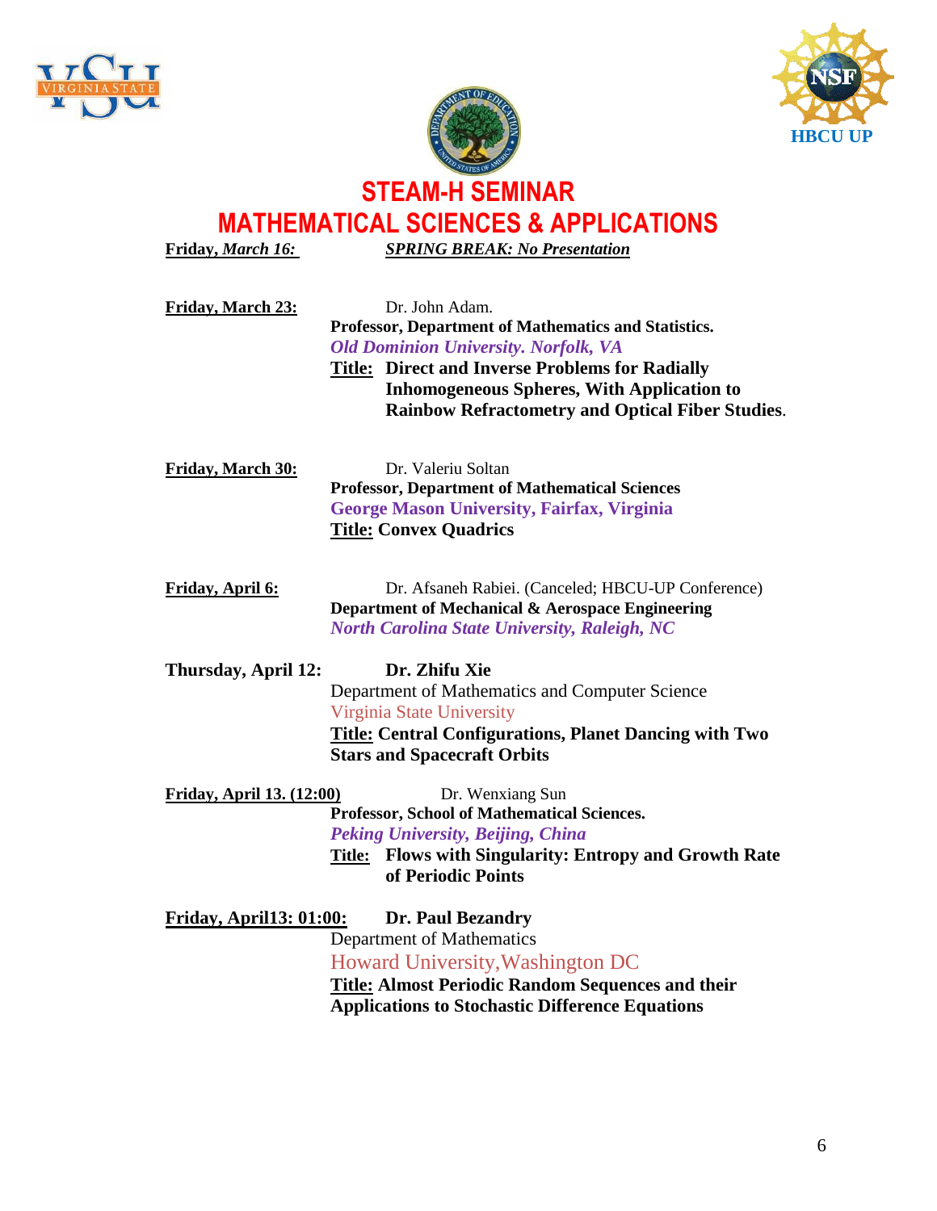# STEAM-H SEMINAR

# MATHEMATICAL SCIENCES & APPLICATIONS

**Friday, *March 16:*** ***SPRING BREAK: No Presentation***

**Friday, March 23:** Dr. John Adam.
**Professor, Department of Mathematics and Statistics.**
***Old Dominion University. Norfolk, VA***
**Title: Direct and Inverse Problems for Radially Inhomogeneous Spheres, With Application to Rainbow Refractometry and Optical Fiber Studies**.

**Friday, March 30:** Dr. Valeriu Soltan
**Professor, Department of Mathematical Sciences**
**George Mason University, Fairfax, Virginia**
**Title: Convex Quadrics**

**Friday, April 6:** Dr. Afsaneh Rabiei. (Canceled; HBCU-UP Conference)
**Department of Mechanical & Aerospace Engineering**
***North Carolina State University, Raleigh, NC***

**Thursday, April 12:** **Dr. Zhifu Xie**
Department of Mathematics and Computer Science
Virginia State University
**Title: Central Configurations, Planet Dancing with Two Stars and Spacecraft Orbits**

**Friday, April 13. (12:00)** Dr. Wenxiang Sun
**Professor, School of Mathematical Sciences.**
***Peking University, Beijing, China***
**Title: Flows with Singularity: Entropy and Growth Rate of Periodic Points**

**Friday, April13: 01:00:** **Dr. Paul Bezandry**
Department of Mathematics
Howard University,Washington DC
**Title: Almost Periodic Random Sequences and their Applications to Stochastic Difference Equations**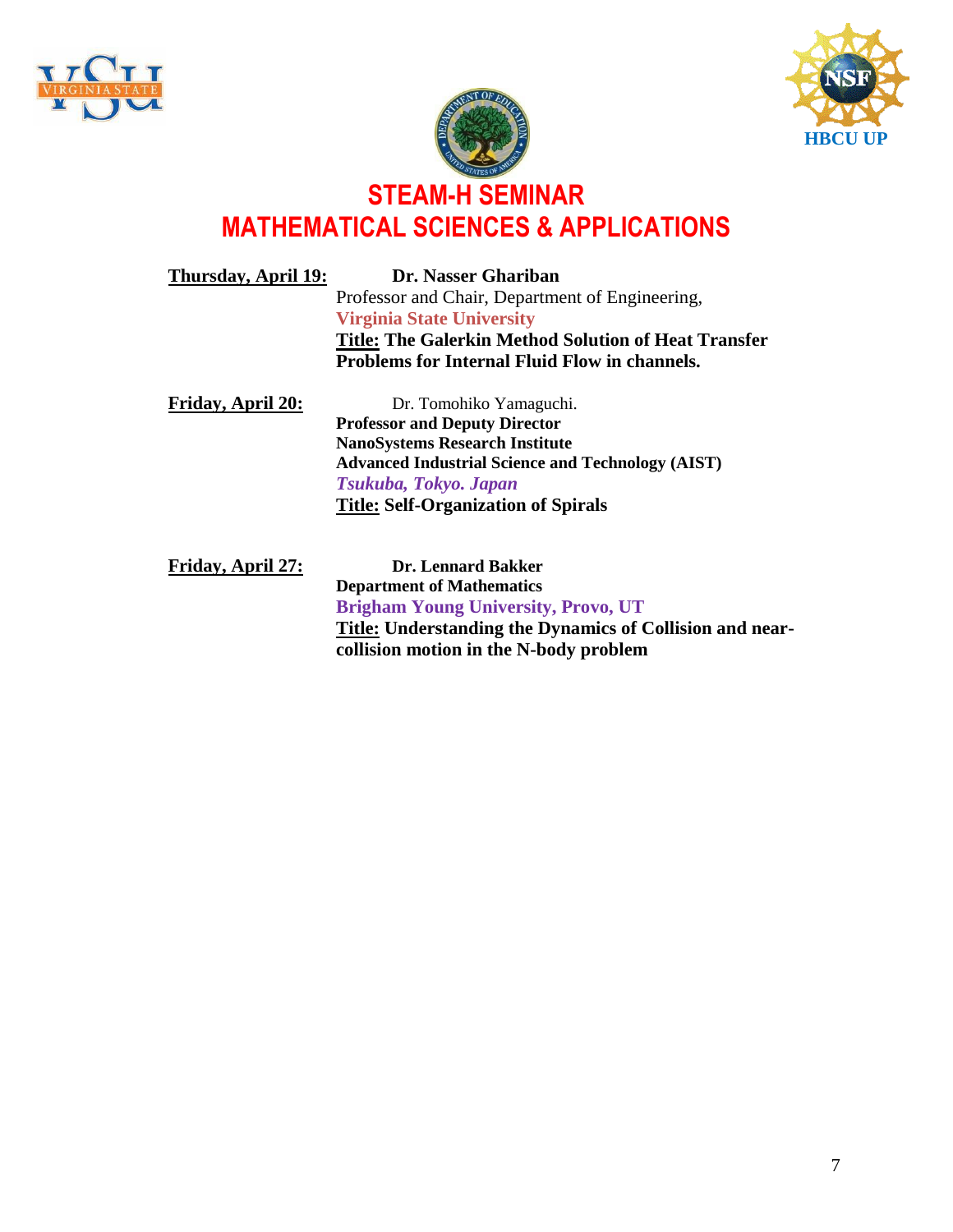# STEAM-H SEMINAR
# MATHEMATICAL SCIENCES & APPLICATIONS

**Thursday, April 19:** **Dr. Nasser Ghariban**
Professor and Chair, Department of Engineering,
**Virginia State University**
**Title: The Galerkin Method Solution of Heat Transfer Problems for Internal Fluid Flow in channels.**

**Friday, April 20:** Dr. Tomohiko Yamaguchi.
**Professor and Deputy Director**
**NanoSystems Research Institute**
**Advanced Industrial Science and Technology (AIST)**
***Tsukuba, Tokyo. Japan***
**Title: Self-Organization of Spirals**

**Friday, April 27:** **Dr. Lennard Bakker**
**Department of Mathematics**
**Brigham Young University, Provo, UT**
**Title: Understanding the Dynamics of Collision and near-collision motion in the N-body problem**